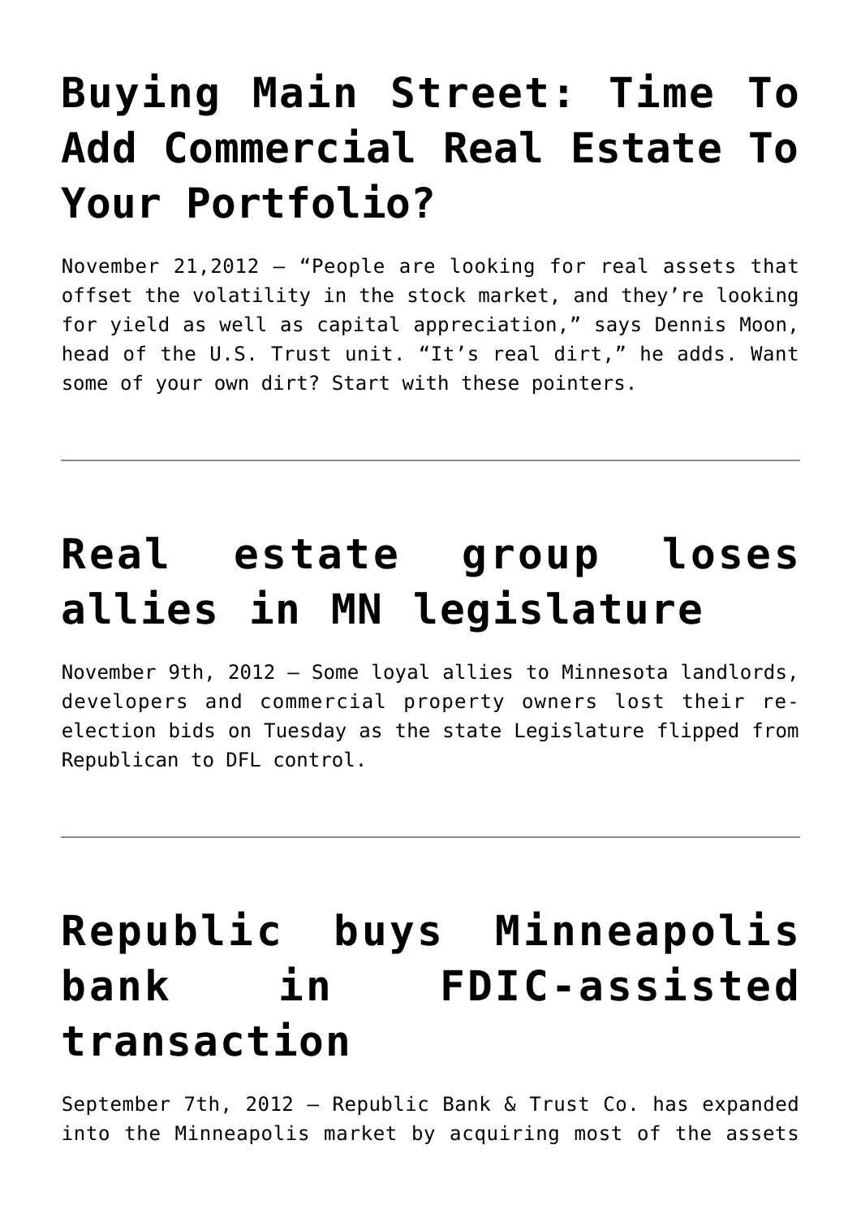# Buying Main Street: Time To Add Commercial Real Estate To Your Portfolio?

November 21,2012 – "People are looking for real assets that offset the volatility in the stock market, and they're looking for yield as well as capital appreciation," says Dennis Moon, head of the U.S. Trust unit. "It's real dirt," he adds. Want some of your own dirt? Start with these pointers.

---

# Real estate group loses allies in MN legislature

November 9th, 2012 – Some loyal allies to Minnesota landlords, developers and commercial property owners lost their re-election bids on Tuesday as the state Legislature flipped from Republican to DFL control.

---

# Republic buys Minneapolis bank in FDIC-assisted transaction

September 7th, 2012 – Republic Bank & Trust Co. has expanded into the Minneapolis market by acquiring most of the assets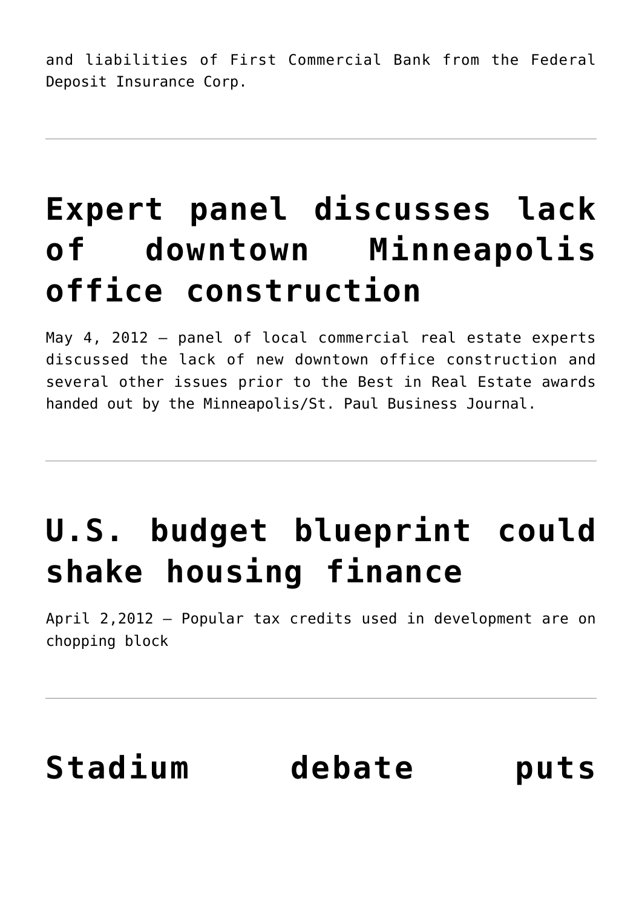and liabilities of First Commercial Bank from the Federal Deposit Insurance Corp.

---

# Expert panel discusses lack of downtown Minneapolis office construction

May 4, 2012 – panel of local commercial real estate experts discussed the lack of new downtown office construction and several other issues prior to the Best in Real Estate awards handed out by the Minneapolis/St. Paul Business Journal.

---

# U.S. budget blueprint could shake housing finance

April 2,2012 – Popular tax credits used in development are on chopping block

---

# Stadium debate puts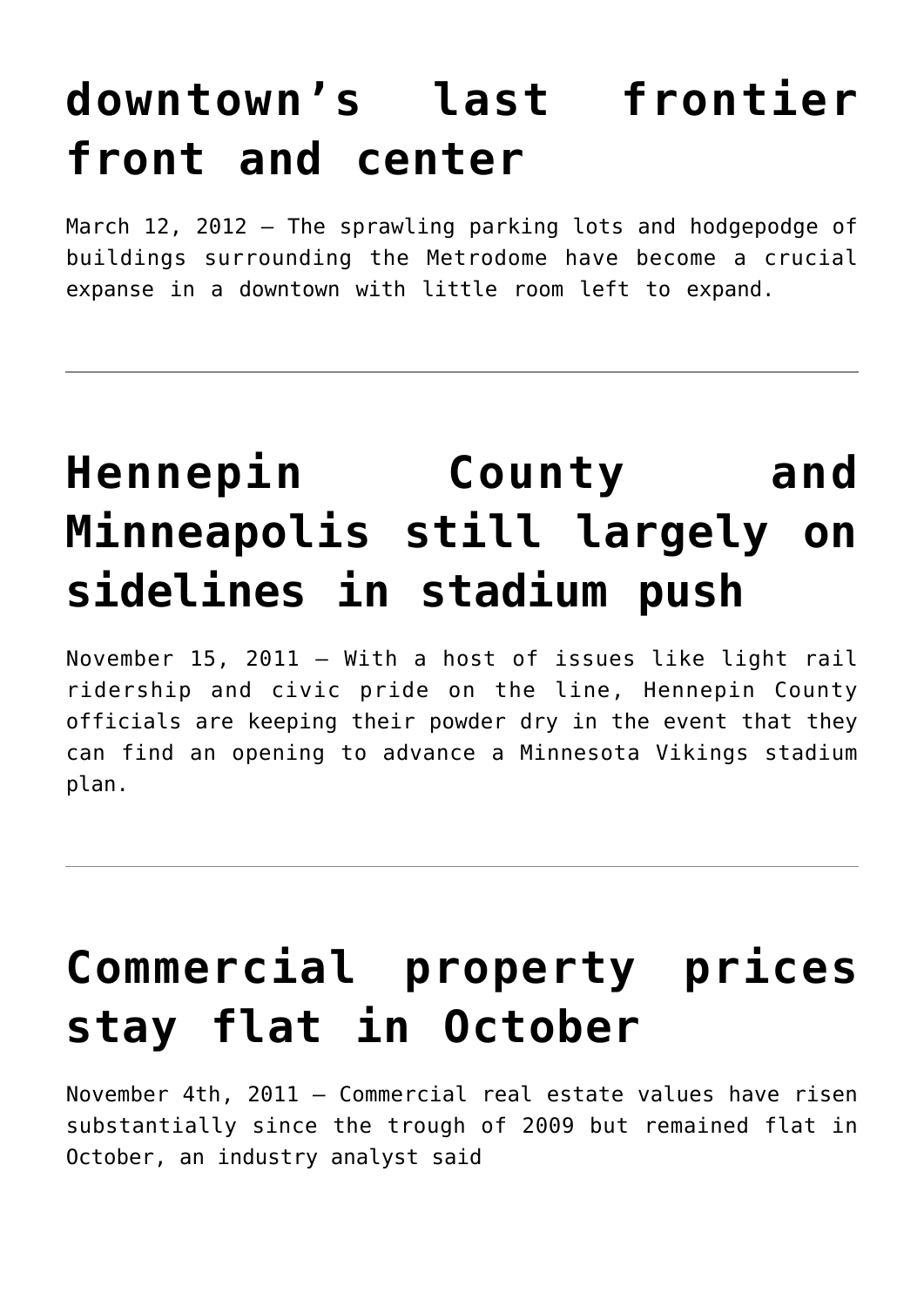# downtown's last frontier front and center

March 12, 2012 – The sprawling parking lots and hodgepodge of buildings surrounding the Metrodome have become a crucial expanse in a downtown with little room left to expand.

---

# Hennepin County and Minneapolis still largely on sidelines in stadium push

November 15, 2011 – With a host of issues like light rail ridership and civic pride on the line, Hennepin County officials are keeping their powder dry in the event that they can find an opening to advance a Minnesota Vikings stadium plan.

---

# Commercial property prices stay flat in October

November 4th, 2011 – Commercial real estate values have risen substantially since the trough of 2009 but remained flat in October, an industry analyst said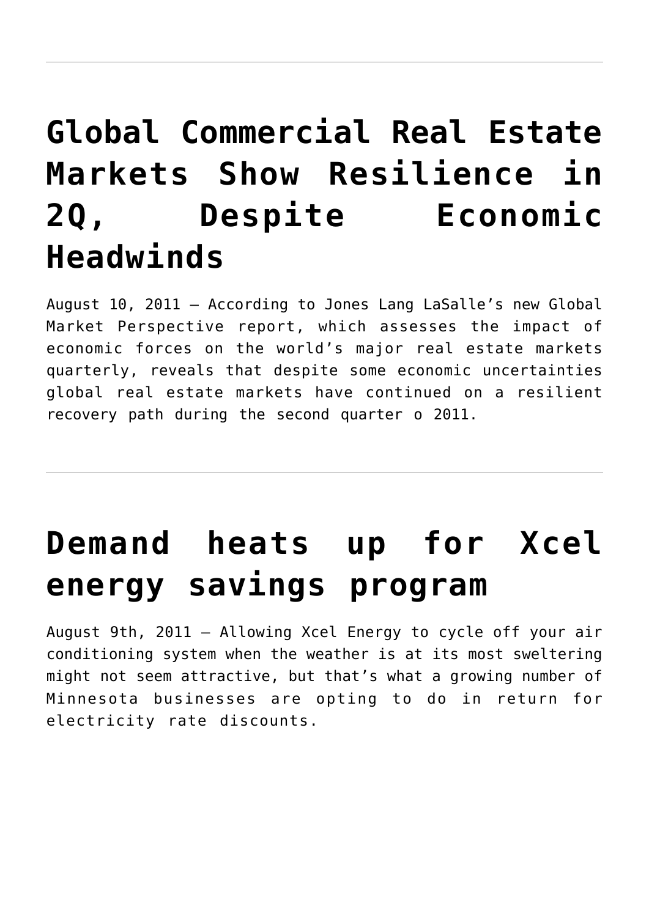## Global Commercial Real Estate Markets Show Resilience in 2Q, Despite Economic Headwinds

August 10, 2011 – According to Jones Lang LaSalle's new Global Market Perspective report, which assesses the impact of economic forces on the world's major real estate markets quarterly, reveals that despite some economic uncertainties global real estate markets have continued on a resilient recovery path during the second quarter o 2011.

---

## Demand heats up for Xcel energy savings program

August 9th, 2011 – Allowing Xcel Energy to cycle off your air conditioning system when the weather is at its most sweltering might not seem attractive, but that's what a growing number of Minnesota businesses are opting to do in return for electricity rate discounts.